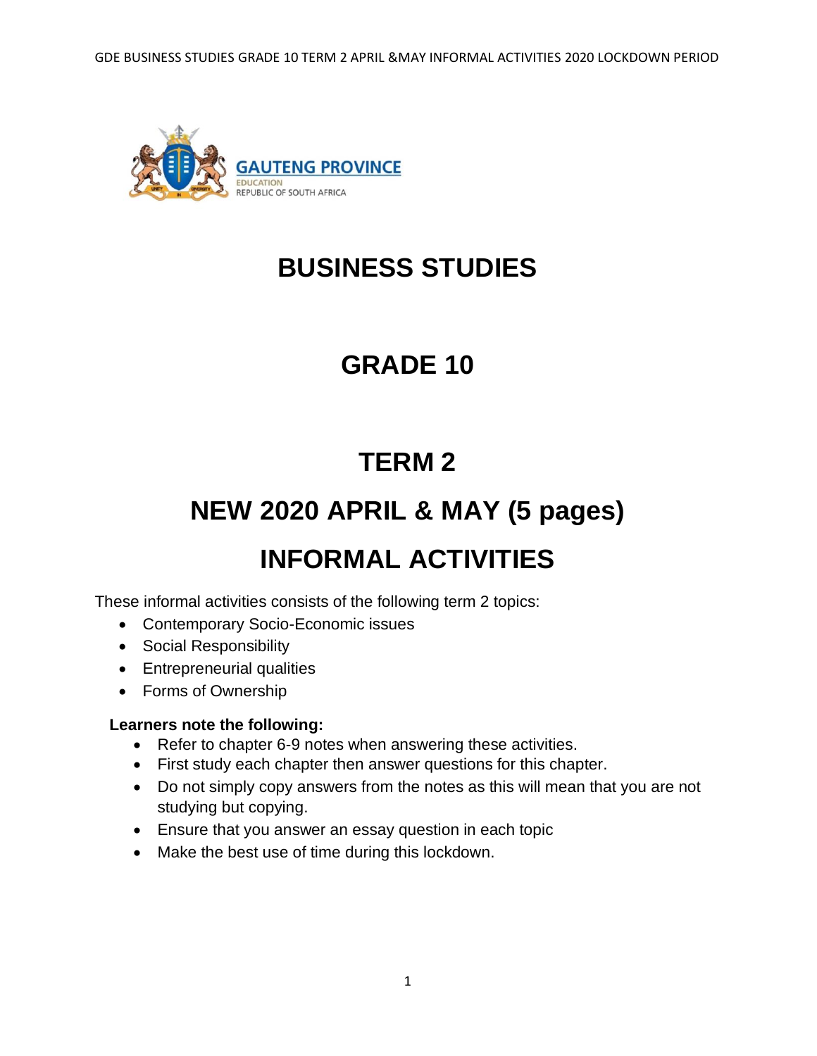GAUTENG PROVINCE
EDUCATION
REPUBLIC OF SOUTH AFRICA

# BUSINESS STUDIES

# GRADE 10

# TERM 2

# NEW 2020 APRIL & MAY (5 pages)

# INFORMAL ACTIVITIES

These informal activities consists of the following term 2 topics:

- Contemporary Socio-Economic issues
- Social Responsibility
- Entrepreneurial qualities
- Forms of Ownership

**Learners note the following:**

- Refer to chapter 6-9 notes when answering these activities.
- First study each chapter then answer questions for this chapter.
- Do not simply copy answers from the notes as this will mean that you are not studying but copying.
- Ensure that you answer an essay question in each topic
- Make the best use of time during this lockdown.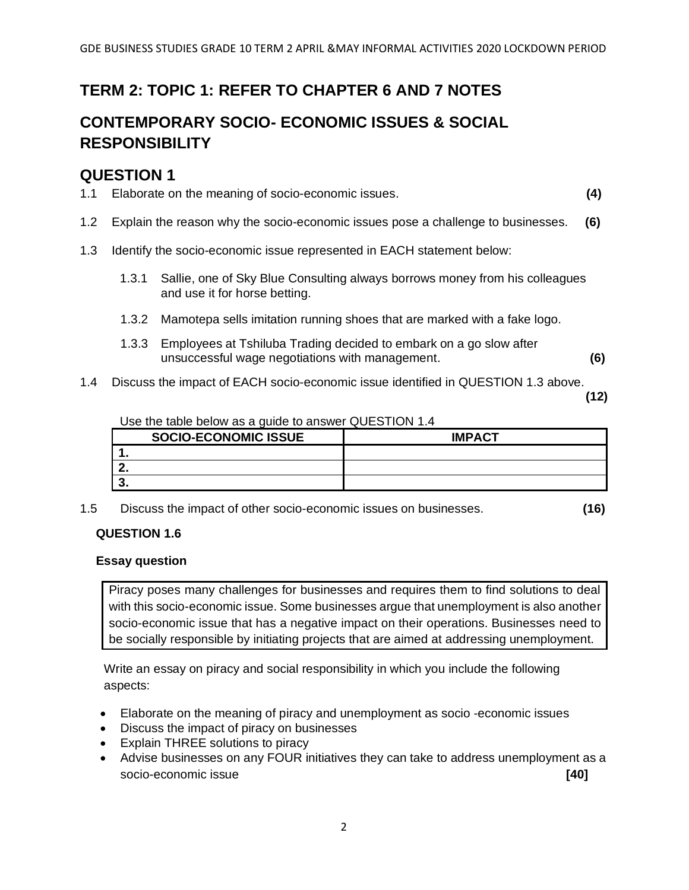## TERM 2: TOPIC 1: REFER TO CHAPTER 6 AND 7 NOTES

## CONTEMPORARY SOCIO- ECONOMIC ISSUES & SOCIAL RESPONSIBILITY

## QUESTION 1

1.1 Elaborate on the meaning of socio-economic issues. **(4)**

1.2 Explain the reason why the socio-economic issues pose a challenge to businesses. **(6)**

1.3 Identify the socio-economic issue represented in EACH statement below:

1.3.1 Sallie, one of Sky Blue Consulting always borrows money from his colleagues and use it for horse betting.

1.3.2 Mamotepa sells imitation running shoes that are marked with a fake logo.

1.3.3 Employees at Tshiluba Trading decided to embark on a go slow after unsuccessful wage negotiations with management. **(6)**

1.4 Discuss the impact of EACH socio-economic issue identified in QUESTION 1.3 above. **(12)**

Use the table below as a guide to answer QUESTION 1.4

| SOCIO-ECONOMIC ISSUE | IMPACT |
|---|---|
| **1.** | |
| **2.** | |
| **3.** | |

1.5 Discuss the impact of other socio-economic issues on businesses. **(16)**

**QUESTION 1.6**

**Essay question**

Piracy poses many challenges for businesses and requires them to find solutions to deal with this socio-economic issue. Some businesses argue that unemployment is also another socio-economic issue that has a negative impact on their operations. Businesses need to be socially responsible by initiating projects that are aimed at addressing unemployment.

Write an essay on piracy and social responsibility in which you include the following aspects:

- Elaborate on the meaning of piracy and unemployment as socio -economic issues
- Discuss the impact of piracy on businesses
- Explain THREE solutions to piracy
- Advise businesses on any FOUR initiatives they can take to address unemployment as a socio-economic issue **[40]**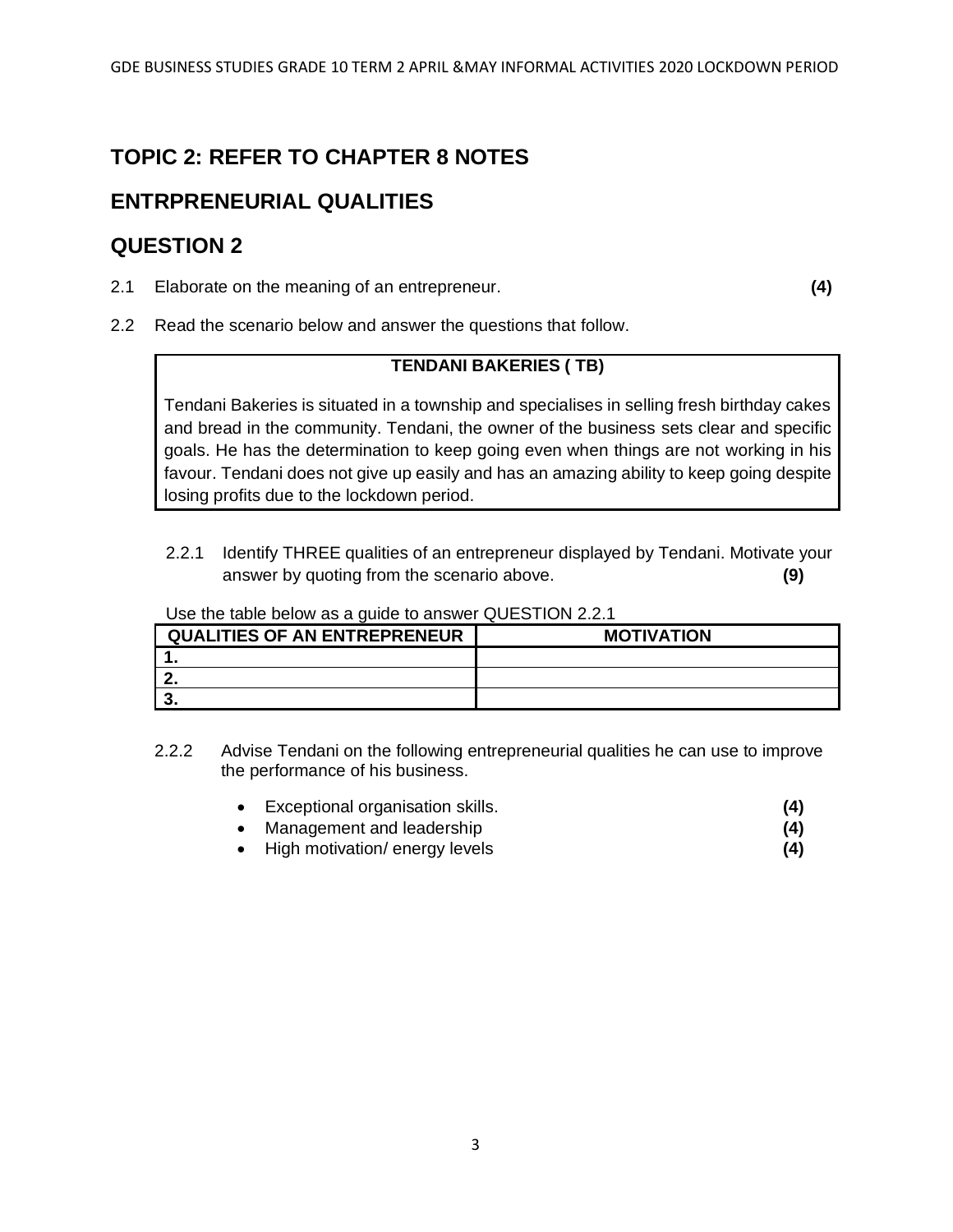## TOPIC 2: REFER TO CHAPTER 8 NOTES

## ENTRPRENEURIAL QUALITIES

## QUESTION 2

2.1 Elaborate on the meaning of an entrepreneur. **(4)**

2.2 Read the scenario below and answer the questions that follow.

| **TENDANI BAKERIES ( TB)** |
|---|
| Tendani Bakeries is situated in a township and specialises in selling fresh birthday cakes and bread in the community. Tendani, the owner of the business sets clear and specific goals. He has the determination to keep going even when things are not working in his favour. Tendani does not give up easily and has an amazing ability to keep going despite losing profits due to the lockdown period. |

2.2.1 Identify THREE qualities of an entrepreneur displayed by Tendani. Motivate your answer by quoting from the scenario above. **(9)**

Use the table below as a guide to answer QUESTION 2.2.1

| QUALITIES OF AN ENTREPRENEUR | MOTIVATION |
|---|---|
| **1.** | |
| **2.** | |
| **3.** | |

2.2.2 Advise Tendani on the following entrepreneurial qualities he can use to improve the performance of his business.

- Exceptional organisation skills. **(4)**
- Management and leadership **(4)**
- High motivation/ energy levels **(4)**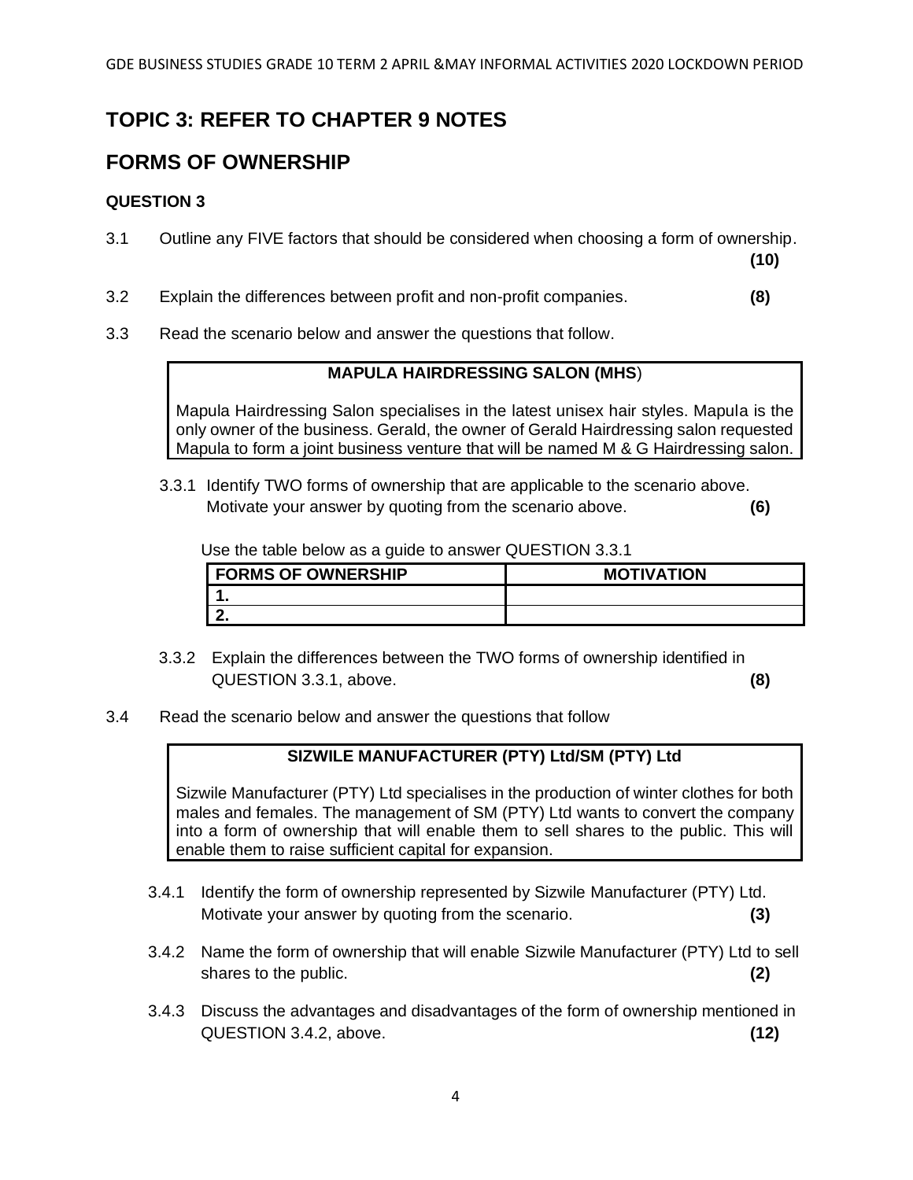## TOPIC 3: REFER TO CHAPTER 9 NOTES

## FORMS OF OWNERSHIP

**QUESTION 3**

3.1 Outline any FIVE factors that should be considered when choosing a form of ownership. **(10)**

3.2 Explain the differences between profit and non-profit companies. **(8)**

3.3 Read the scenario below and answer the questions that follow.

| **MAPULA HAIRDRESSING SALON (MHS)** |
|---|
| Mapula Hairdressing Salon specialises in the latest unisex hair styles. Mapula is the only owner of the business. Gerald, the owner of Gerald Hairdressing salon requested Mapula to form a joint business venture that will be named M & G Hairdressing salon. |

3.3.1 Identify TWO forms of ownership that are applicable to the scenario above. Motivate your answer by quoting from the scenario above. **(6)**

Use the table below as a guide to answer QUESTION 3.3.1

| FORMS OF OWNERSHIP | MOTIVATION |
|---|---|
| 1. | |
| 2. | |

3.3.2 Explain the differences between the TWO forms of ownership identified in QUESTION 3.3.1, above. **(8)**

3.4 Read the scenario below and answer the questions that follow

| **SIZWILE MANUFACTURER (PTY) Ltd/SM (PTY) Ltd** |
|---|
| Sizwile Manufacturer (PTY) Ltd specialises in the production of winter clothes for both males and females. The management of SM (PTY) Ltd wants to convert the company into a form of ownership that will enable them to sell shares to the public. This will enable them to raise sufficient capital for expansion. |

3.4.1 Identify the form of ownership represented by Sizwile Manufacturer (PTY) Ltd. Motivate your answer by quoting from the scenario. **(3)**

3.4.2 Name the form of ownership that will enable Sizwile Manufacturer (PTY) Ltd to sell shares to the public. **(2)**

3.4.3 Discuss the advantages and disadvantages of the form of ownership mentioned in QUESTION 3.4.2, above. **(12)**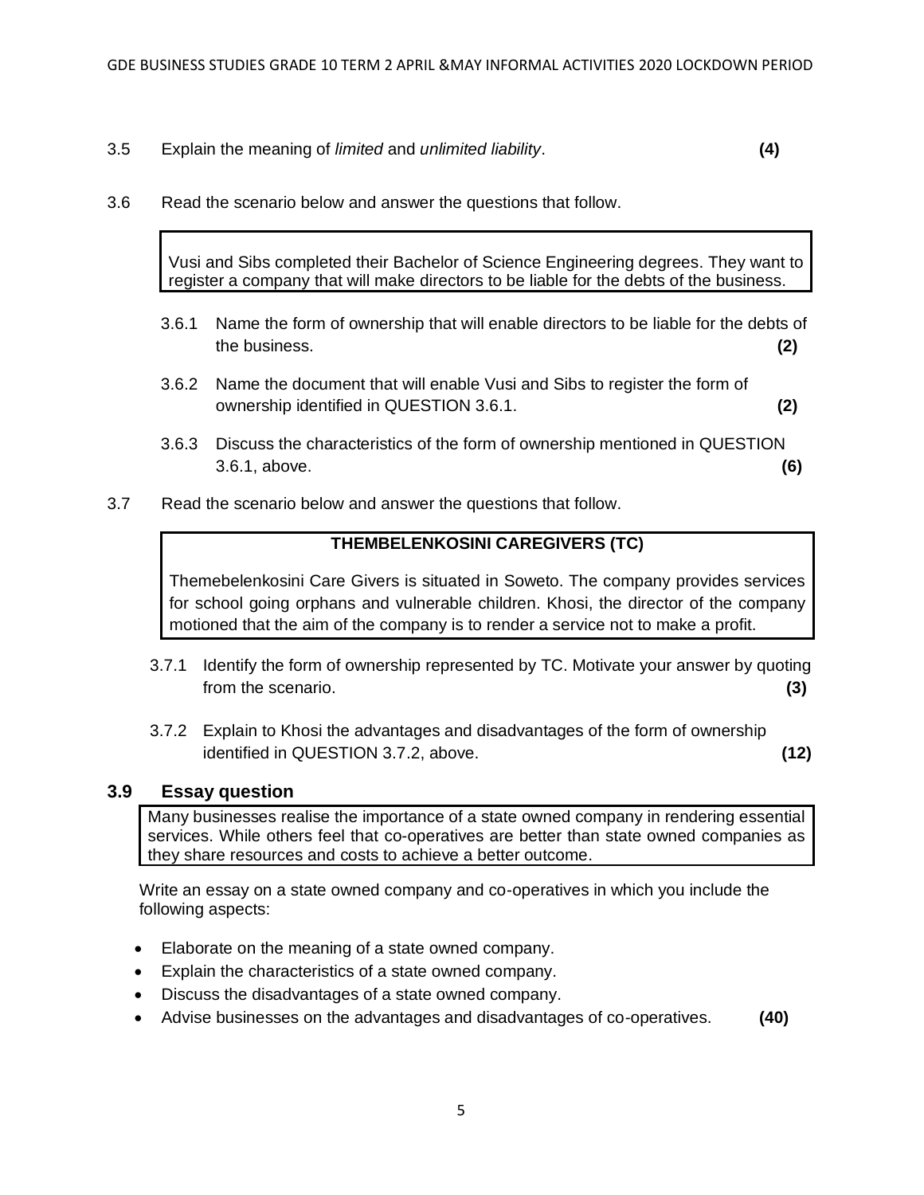3.5 Explain the meaning of *limited* and *unlimited liability*. **(4)**

3.6 Read the scenario below and answer the questions that follow.

> Vusi and Sibs completed their Bachelor of Science Engineering degrees. They want to register a company that will make directors to be liable for the debts of the business.

3.6.1 Name the form of ownership that will enable directors to be liable for the debts of the business. **(2)**

3.6.2 Name the document that will enable Vusi and Sibs to register the form of ownership identified in QUESTION 3.6.1. **(2)**

3.6.3 Discuss the characteristics of the form of ownership mentioned in QUESTION 3.6.1, above. **(6)**

3.7 Read the scenario below and answer the questions that follow.

> **THEMBELENKOSINI CAREGIVERS (TC)**
>
> Themebelenkosini Care Givers is situated in Soweto. The company provides services for school going orphans and vulnerable children. Khosi, the director of the company motioned that the aim of the company is to render a service not to make a profit.

3.7.1 Identify the form of ownership represented by TC. Motivate your answer by quoting from the scenario. **(3)**

3.7.2 Explain to Khosi the advantages and disadvantages of the form of ownership identified in QUESTION 3.7.2, above. **(12)**

## 3.9 Essay question

> Many businesses realise the importance of a state owned company in rendering essential services. While others feel that co-operatives are better than state owned companies as they share resources and costs to achieve a better outcome.

Write an essay on a state owned company and co-operatives in which you include the following aspects:

- Elaborate on the meaning of a state owned company.
- Explain the characteristics of a state owned company.
- Discuss the disadvantages of a state owned company.
- Advise businesses on the advantages and disadvantages of co-operatives. **(40)**